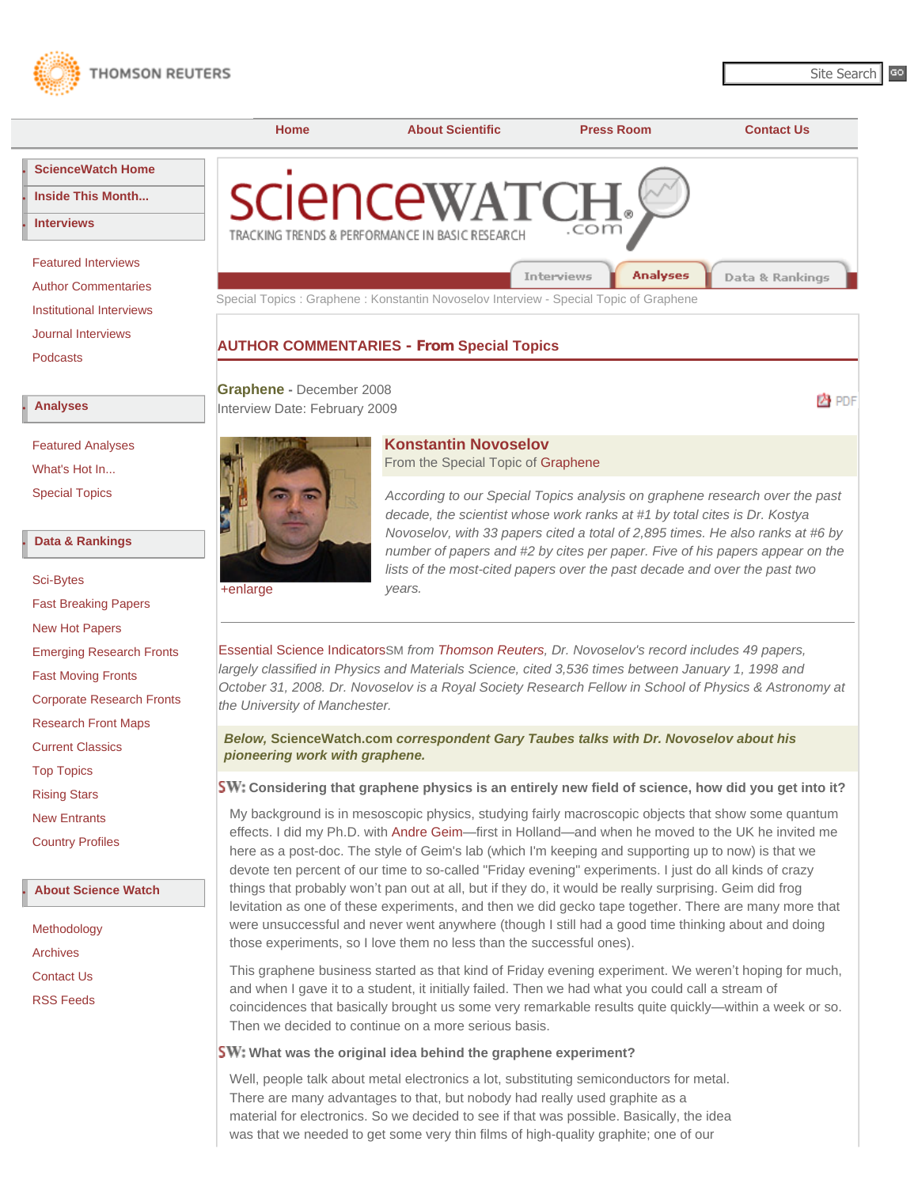THOMSON REUTERS

Site Search GO

Home | About Scientific | Press Room | Contact Us

- ScienceWatch Home
- Inside This Month...
- Interviews

Featured Interviews
Author Commentaries
Institutional Interviews
Journal Interviews
Podcasts

- Analyses

Featured Analyses
What's Hot In...
Special Topics

- Data & Rankings

Sci-Bytes
Fast Breaking Papers
New Hot Papers
Emerging Research Fronts
Fast Moving Fronts
Corporate Research Fronts
Research Front Maps
Current Classics
Top Topics
Rising Stars
New Entrants
Country Profiles

- About Science Watch

Methodology
Archives
Contact Us
RSS Feeds

sciencewatch.com
TRACKING TRENDS & PERFORMANCE IN BASIC RESEARCH

Interviews | Analyses | Data & Rankings

Special Topics : Graphene : Konstantin Novoselov Interview - Special Topic of Graphene

## AUTHOR COMMENTARIES - From Special Topics

**Graphene** - December 2008
Interview Date: February 2009

PDF

+enlarge

### Konstantin Novoselov

From the Special Topic of Graphene

*According to our Special Topics analysis on graphene research over the past decade, the scientist whose work ranks at #1 by total cites is Dr. Kostya Novoselov, with 33 papers cited a total of 2,895 times. He also ranks at #6 by number of papers and #2 by cites per paper. Five of his papers appear on the lists of the most-cited papers over the past decade and over the past two years.*

*Essential Science Indicators*SM *from Thomson Reuters, Dr. Novoselov's record includes 49 papers, largely classified in Physics and Materials Science, cited 3,536 times between January 1, 1998 and October 31, 2008. Dr. Novoselov is a Royal Society Research Fellow in School of Physics & Astronomy at the University of Manchester.*

***Below,* ScienceWatch.com *correspondent Gary Taubes talks with Dr. Novoselov about his pioneering work with graphene.***

**SW: Considering that graphene physics is an entirely new field of science, how did you get into it?**

My background is in mesoscopic physics, studying fairly macroscopic objects that show some quantum effects. I did my Ph.D. with Andre Geim—first in Holland—and when he moved to the UK he invited me here as a post-doc. The style of Geim's lab (which I'm keeping and supporting up to now) is that we devote ten percent of our time to so-called "Friday evening" experiments. I just do all kinds of crazy things that probably won't pan out at all, but if they do, it would be really surprising. Geim did frog levitation as one of these experiments, and then we did gecko tape together. There are many more that were unsuccessful and never went anywhere (though I still had a good time thinking about and doing those experiments, so I love them no less than the successful ones).

This graphene business started as that kind of Friday evening experiment. We weren't hoping for much, and when I gave it to a student, it initially failed. Then we had what you could call a stream of coincidences that basically brought us some very remarkable results quite quickly—within a week or so. Then we decided to continue on a more serious basis.

**SW: What was the original idea behind the graphene experiment?**

Well, people talk about metal electronics a lot, substituting semiconductors for metal. There are many advantages to that, but nobody had really used graphite as a material for electronics. So we decided to see if that was possible. Basically, the idea was that we needed to get some very thin films of high-quality graphite; one of our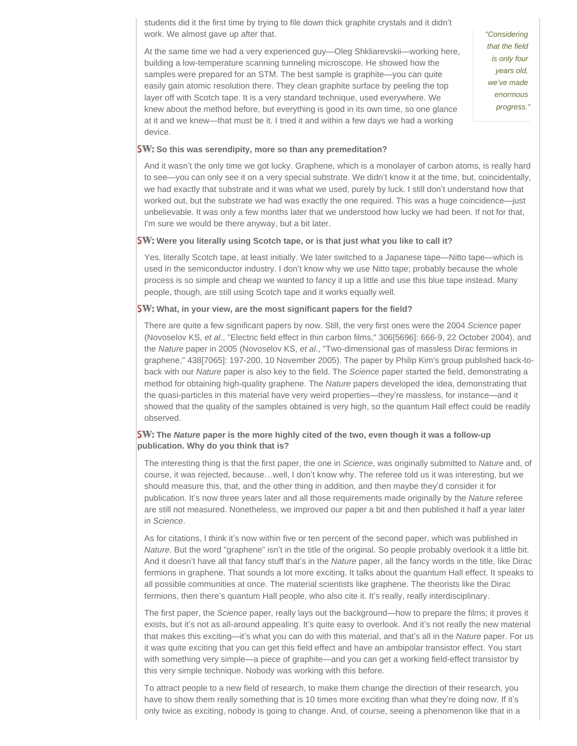students did it the first time by trying to file down thick graphite crystals and it didn't work. We almost gave up after that.

At the same time we had a very experienced guy—Oleg Shkliarevskii—working here, building a low-temperature scanning tunneling microscope. He showed how the samples were prepared for an STM. The best sample is graphite—you can quite easily gain atomic resolution there. They clean graphite surface by peeling the top layer off with Scotch tape. It is a very standard technique, used everywhere. We knew about the method before, but everything is good in its own time, so one glance at it and we knew—that must be it. I tried it and within a few days we had a working device.

*"Considering that the field is only four years old, we've made enormous progress."*

**SW: So this was serendipity, more so than any premeditation?**

And it wasn't the only time we got lucky. Graphene, which is a monolayer of carbon atoms, is really hard to see—you can only see it on a very special substrate. We didn't know it at the time, but, coincidentally, we had exactly that substrate and it was what we used, purely by luck. I still don't understand how that worked out, but the substrate we had was exactly the one required. This was a huge coincidence—just unbelievable. It was only a few months later that we understood how lucky we had been. If not for that, I'm sure we would be there anyway, but a bit later.

**SW: Were you literally using Scotch tape, or is that just what you like to call it?**

Yes, literally Scotch tape, at least initially. We later switched to a Japanese tape—Nitto tape—which is used in the semiconductor industry. I don't know why we use Nitto tape; probably because the whole process is so simple and cheap we wanted to fancy it up a little and use this blue tape instead. Many people, though, are still using Scotch tape and it works equally well.

**SW: What, in your view, are the most significant papers for the field?**

There are quite a few significant papers by now. Still, the very first ones were the 2004 *Science* paper (Novoselov KS, *et al*., "Electric field effect in thin carbon films," 306[5696]: 666-9, 22 October 2004), and the *Nature* paper in 2005 (Novoselov KS, *et al*., "Two-dimensional gas of massless Dirac fermions in graphene," 438[7065]: 197-200, 10 November 2005). The paper by Philip Kim's group published back-to-back with our *Nature* paper is also key to the field. The *Science* paper started the field, demonstrating a method for obtaining high-quality graphene. The *Nature* papers developed the idea, demonstrating that the quasi-particles in this material have very weird properties—they're massless, for instance—and it showed that the quality of the samples obtained is very high, so the quantum Hall effect could be readily observed.

**SW: The *Nature* paper is the more highly cited of the two, even though it was a follow-up publication. Why do you think that is?**

The interesting thing is that the first paper, the one in *Science*, was originally submitted to *Nature* and, of course, it was rejected, because…well, I don't know why. The referee told us it was interesting, but we should measure this, that, and the other thing in addition, and then maybe they'd consider it for publication. It's now three years later and all those requirements made originally by the *Nature* referee are still not measured. Nonetheless, we improved our paper a bit and then published it half a year later in *Science*.

As for citations, I think it's now within five or ten percent of the second paper, which was published in *Nature*. But the word "graphene" isn't in the title of the original. So people probably overlook it a little bit. And it doesn't have all that fancy stuff that's in the *Nature* paper, all the fancy words in the title, like Dirac fermions in graphene. That sounds a lot more exciting. It talks about the quantum Hall effect. It speaks to all possible communities at once. The material scientists like graphene. The theorists like the Dirac fermions, then there's quantum Hall people, who also cite it. It's really, really interdisciplinary.

The first paper, the *Science* paper, really lays out the background—how to prepare the films; it proves it exists, but it's not as all-around appealing. It's quite easy to overlook. And it's not really the new material that makes this exciting—it's what you can do with this material, and that's all in the *Nature* paper. For us it was quite exciting that you can get this field effect and have an ambipolar transistor effect. You start with something very simple—a piece of graphite—and you can get a working field-effect transistor by this very simple technique. Nobody was working with this before.

To attract people to a new field of research, to make them change the direction of their research, you have to show them really something that is 10 times more exciting than what they're doing now. If it's only twice as exciting, nobody is going to change. And, of course, seeing a phenomenon like that in a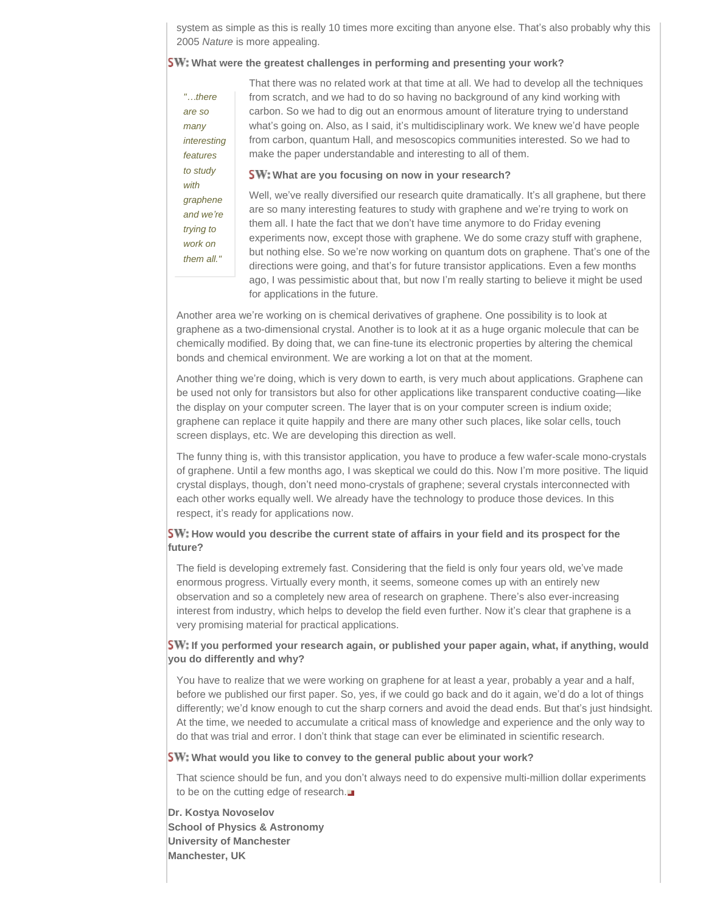system as simple as this is really 10 times more exciting than anyone else. That's also probably why this 2005 *Nature* is more appealing.

**SW: What were the greatest challenges in performing and presenting your work?**

That there was no related work at that time at all. We had to develop all the techniques from scratch, and we had to do so having no background of any kind working with carbon. So we had to dig out an enormous amount of literature trying to understand what's going on. Also, as I said, it's multidisciplinary work. We knew we'd have people from carbon, quantum Hall, and mesoscopics communities interested. So we had to make the paper understandable and interesting to all of them.

**SW: What are you focusing on now in your research?**

*"…there are so many interesting features to study with graphene and we're trying to work on them all."*

Well, we've really diversified our research quite dramatically. It's all graphene, but there are so many interesting features to study with graphene and we're trying to work on them all. I hate the fact that we don't have time anymore to do Friday evening experiments now, except those with graphene. We do some crazy stuff with graphene, but nothing else. So we're now working on quantum dots on graphene. That's one of the directions were going, and that's for future transistor applications. Even a few months ago, I was pessimistic about that, but now I'm really starting to believe it might be used for applications in the future.

Another area we're working on is chemical derivatives of graphene. One possibility is to look at graphene as a two-dimensional crystal. Another is to look at it as a huge organic molecule that can be chemically modified. By doing that, we can fine-tune its electronic properties by altering the chemical bonds and chemical environment. We are working a lot on that at the moment.

Another thing we're doing, which is very down to earth, is very much about applications. Graphene can be used not only for transistors but also for other applications like transparent conductive coating—like the display on your computer screen. The layer that is on your computer screen is indium oxide; graphene can replace it quite happily and there are many other such places, like solar cells, touch screen displays, etc. We are developing this direction as well.

The funny thing is, with this transistor application, you have to produce a few wafer-scale mono-crystals of graphene. Until a few months ago, I was skeptical we could do this. Now I'm more positive. The liquid crystal displays, though, don't need mono-crystals of graphene; several crystals interconnected with each other works equally well. We already have the technology to produce those devices. In this respect, it's ready for applications now.

**SW: How would you describe the current state of affairs in your field and its prospect for the future?**

The field is developing extremely fast. Considering that the field is only four years old, we've made enormous progress. Virtually every month, it seems, someone comes up with an entirely new observation and so a completely new area of research on graphene. There's also ever-increasing interest from industry, which helps to develop the field even further. Now it's clear that graphene is a very promising material for practical applications.

**SW: If you performed your research again, or published your paper again, what, if anything, would you do differently and why?**

You have to realize that we were working on graphene for at least a year, probably a year and a half, before we published our first paper. So, yes, if we could go back and do it again, we'd do a lot of things differently; we'd know enough to cut the sharp corners and avoid the dead ends. But that's just hindsight. At the time, we needed to accumulate a critical mass of knowledge and experience and the only way to do that was trial and error. I don't think that stage can ever be eliminated in scientific research.

**SW: What would you like to convey to the general public about your work?**

That science should be fun, and you don't always need to do expensive multi-million dollar experiments to be on the cutting edge of research.

**Dr. Kostya Novoselov**
**School of Physics & Astronomy**
**University of Manchester**
**Manchester, UK**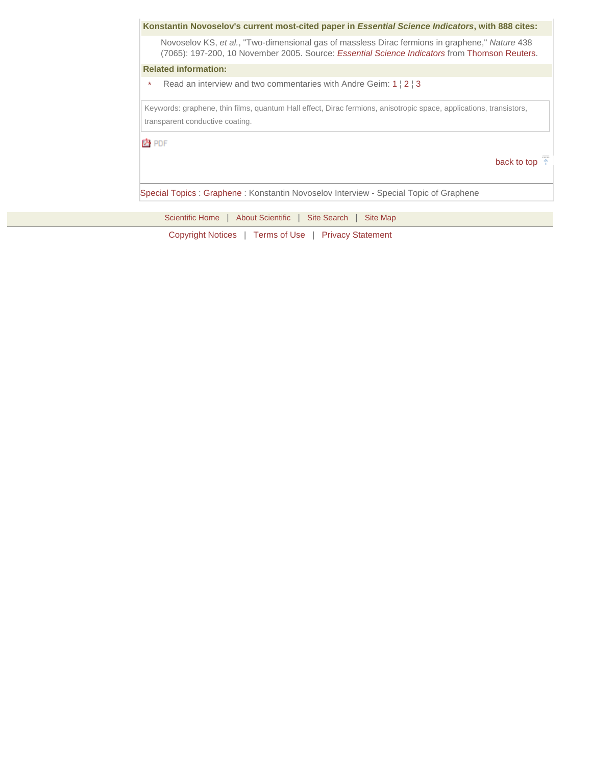**Konstantin Novoselov's current most-cited paper in *Essential Science Indicators*, with 888 cites:**

Novoselov KS, *et al.*, "Two-dimensional gas of massless Dirac fermions in graphene," *Nature* 438 (7065): 197-200, 10 November 2005. Source: *Essential Science Indicators* from Thomson Reuters.

**Related information:**

* Read an interview and two commentaries with Andre Geim: 1 ¦ 2 ¦ 3

Keywords: graphene, thin films, quantum Hall effect, Dirac fermions, anisotropic space, applications, transistors, transparent conductive coating.

PDF

back to top

Special Topics : Graphene : Konstantin Novoselov Interview - Special Topic of Graphene

Scientific Home | About Scientific | Site Search | Site Map

Copyright Notices | Terms of Use | Privacy Statement